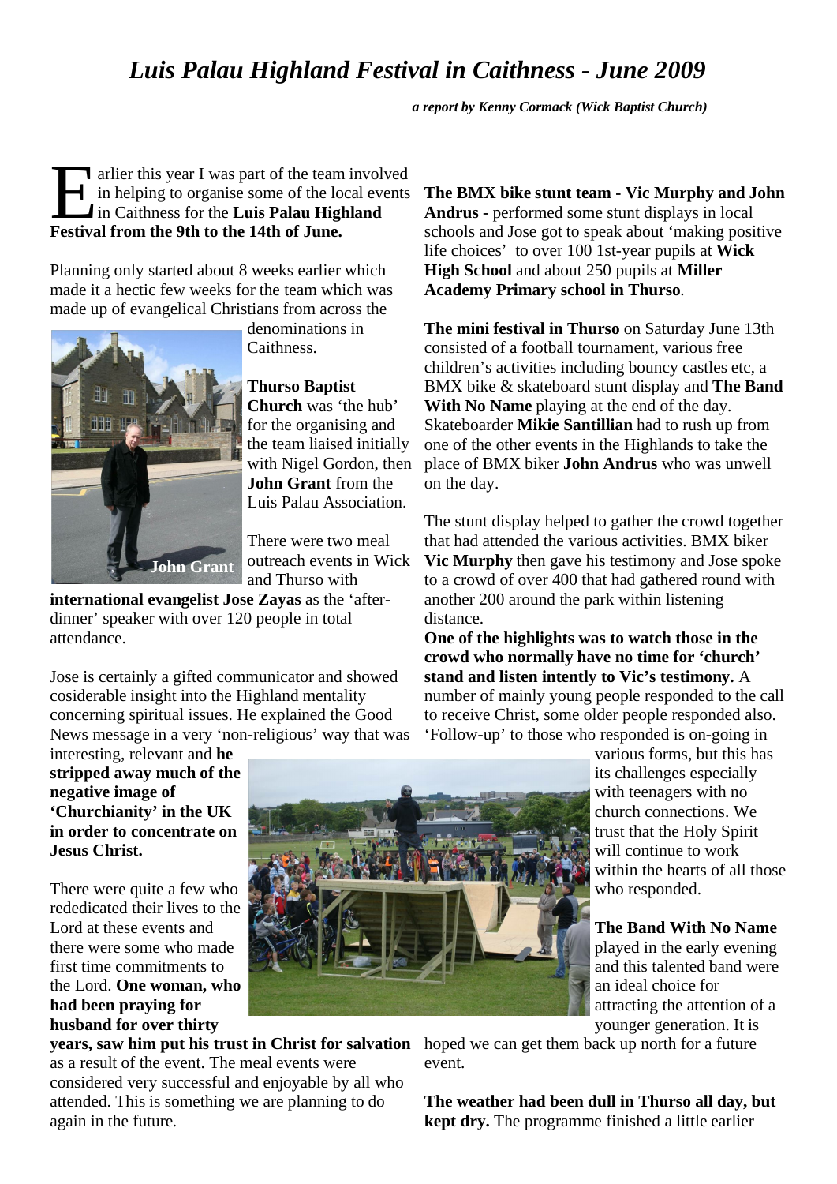# *Luis Palau Highland Festival in Caithness - June 2009*

***a report by Kenny Cormack (Wick Baptist Church)***

Earlier this year I was part of the team involved in helping to organise some of the local events in Caithness for the **Luis Palau Highland Festival from the 9th to the 14th of June.**

Planning only started about 8 weeks earlier which made it a hectic few weeks for the team which was made up of evangelical Christians from across the denominations in Caithness.

John Grant

**Thurso Baptist Church** was 'the hub' for the organising and the team liaised initially with Nigel Gordon, then **John Grant** from the Luis Palau Association.

There were two meal outreach events in Wick and Thurso with **international evangelist Jose Zayas** as the 'after-dinner' speaker with over 120 people in total attendance.

Jose is certainly a gifted communicator and showed cosiderable insight into the Highland mentality concerning spiritual issues. He explained the Good News message in a very 'non-religious' way that was interesting, relevant and **he stripped away much of the negative image of 'Churchianity' in the UK in order to concentrate on Jesus Christ.**

There were quite a few who rededicated their lives to the Lord at these events and there were some who made first time commitments to the Lord. **One woman, who had been praying for husband for over thirty years, saw him put his trust in Christ for salvation** as a result of the event. The meal events were considered very successful and enjoyable by all who attended. This is something we are planning to do again in the future.

**The BMX bike stunt team - Vic Murphy and John Andrus -** performed some stunt displays in local schools and Jose got to speak about 'making positive life choices' to over 100 1st-year pupils at **Wick High School** and about 250 pupils at **Miller Academy Primary school in Thurso**.

**The mini festival in Thurso** on Saturday June 13th consisted of a football tournament, various free children's activities including bouncy castles etc, a BMX bike & skateboard stunt display and **The Band With No Name** playing at the end of the day. Skateboarder **Mikie Santillian** had to rush up from one of the other events in the Highlands to take the place of BMX biker **John Andrus** who was unwell on the day.

The stunt display helped to gather the crowd together that had attended the various activities. BMX biker **Vic Murphy** then gave his testimony and Jose spoke to a crowd of over 400 that had gathered round with another 200 around the park within listening distance.

**One of the highlights was to watch those in the crowd who normally have no time for 'church' stand and listen intently to Vic's testimony.** A number of mainly young people responded to the call to receive Christ, some older people responded also. 'Follow-up' to those who responded is on-going in various forms, but this has its challenges especially with teenagers with no church connections. We trust that the Holy Spirit will continue to work within the hearts of all those who responded.

**The Band With No Name** played in the early evening and this talented band were an ideal choice for attracting the attention of a younger generation. It is hoped we can get them back up north for a future event.

**The weather had been dull in Thurso all day, but kept dry.** The programme finished a little earlier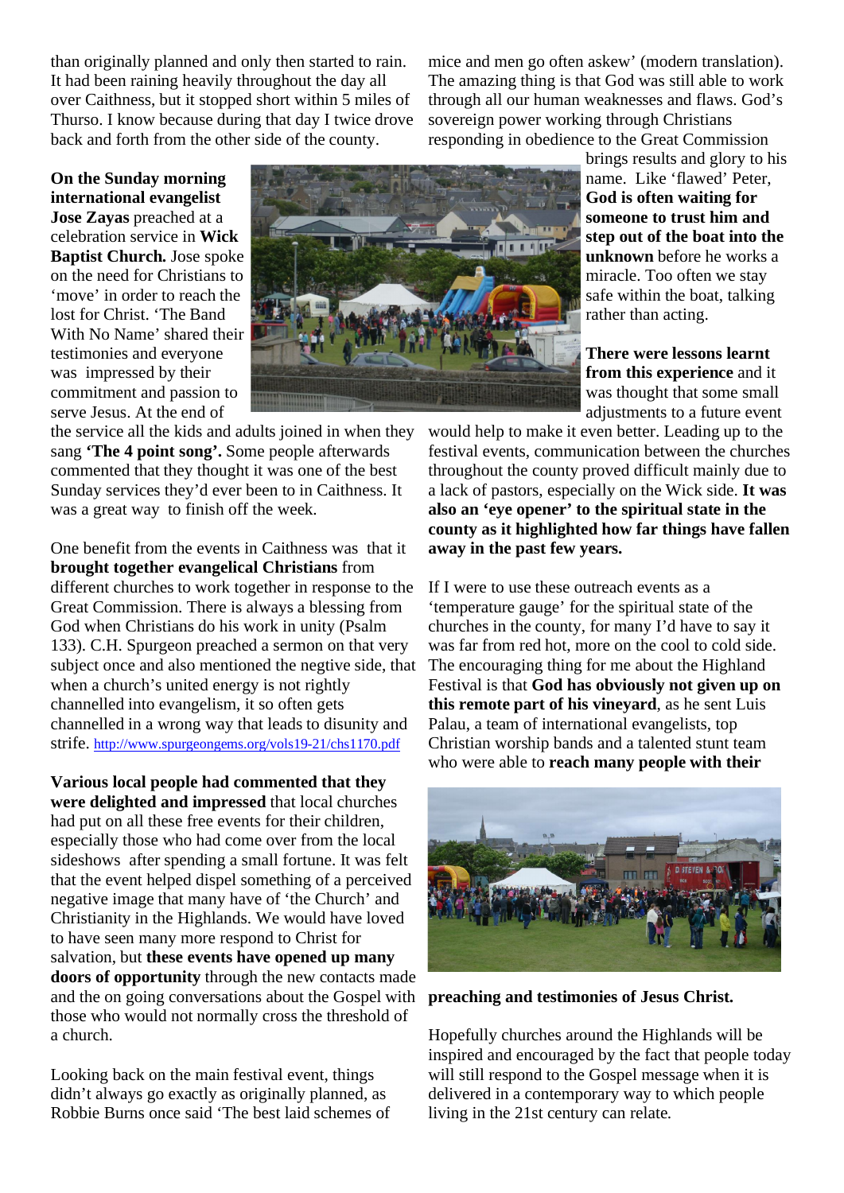than originally planned and only then started to rain. It had been raining heavily throughout the day all over Caithness, but it stopped short within 5 miles of Thurso. I know because during that day I twice drove back and forth from the other side of the county.

**On the Sunday morning international evangelist Jose Zayas** preached at a celebration service in **Wick Baptist Church.** Jose spoke on the need for Christians to 'move' in order to reach the lost for Christ. 'The Band With No Name' shared their testimonies and everyone was impressed by their commitment and passion to serve Jesus. At the end of the service all the kids and adults joined in when they sang **'The 4 point song'.** Some people afterwards commented that they thought it was one of the best Sunday services they'd ever been to in Caithness. It was a great way to finish off the week.

One benefit from the events in Caithness was that it **brought together evangelical Christians** from different churches to work together in response to the Great Commission. There is always a blessing from God when Christians do his work in unity (Psalm 133). C.H. Spurgeon preached a sermon on that very subject once and also mentioned the negtive side, that when a church's united energy is not rightly channelled into evangelism, it so often gets channelled in a wrong way that leads to disunity and strife. http://www.spurgeongems.org/vols19-21/chs1170.pdf

**Various local people had commented that they were delighted and impressed** that local churches had put on all these free events for their children, especially those who had come over from the local sideshows after spending a small fortune. It was felt that the event helped dispel something of a perceived negative image that many have of 'the Church' and Christianity in the Highlands. We would have loved to have seen many more respond to Christ for salvation, but **these events have opened up many doors of opportunity** through the new contacts made and the on going conversations about the Gospel with those who would not normally cross the threshold of a church.

Looking back on the main festival event, things didn't always go exactly as originally planned, as Robbie Burns once said 'The best laid schemes of mice and men go often askew' (modern translation). The amazing thing is that God was still able to work through all our human weaknesses and flaws. God's sovereign power working through Christians responding in obedience to the Great Commission brings results and glory to his name. Like 'flawed' Peter, **God is often waiting for someone to trust him and step out of the boat into the unknown** before he works a miracle. Too often we stay safe within the boat, talking rather than acting.

**There were lessons learnt from this experience** and it was thought that some small adjustments to a future event would help to make it even better. Leading up to the festival events, communication between the churches throughout the county proved difficult mainly due to a lack of pastors, especially on the Wick side. **It was also an 'eye opener' to the spiritual state in the county as it highlighted how far things have fallen away in the past few years.**

If I were to use these outreach events as a 'temperature gauge' for the spiritual state of the churches in the county, for many I'd have to say it was far from red hot, more on the cool to cold side. The encouraging thing for me about the Highland Festival is that **God has obviously not given up on this remote part of his vineyard**, as he sent Luis Palau, a team of international evangelists, top Christian worship bands and a talented stunt team who were able to **reach many people with their preaching and testimonies of Jesus Christ.**

Hopefully churches around the Highlands will be inspired and encouraged by the fact that people today will still respond to the Gospel message when it is delivered in a contemporary way to which people living in the 21st century can relate.